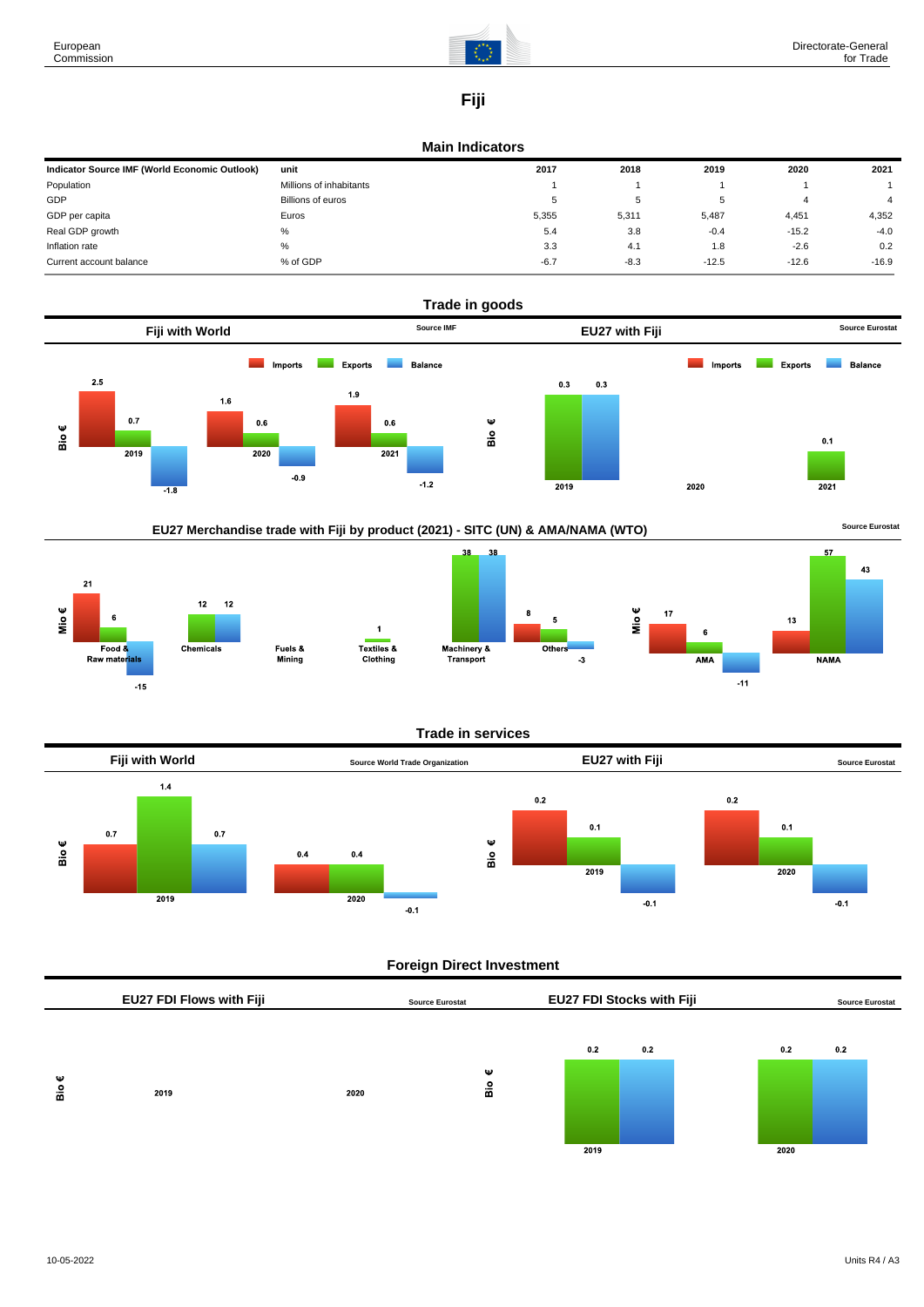# Fiji

## Main Indicators

| Indicator Source IMF (World Economic Outlook) | unit | 2017 | 2018 | 2019 | 2020 | 2021 |
|---|---|---|---|---|---|---|
| Population | Millions of inhabitants | 1 | 1 | 1 | 1 | 1 |
| GDP | Billions of euros | 5 | 5 | 5 | 4 | 4 |
| GDP per capita | Euros | 5,355 | 5,311 | 5,487 | 4,451 | 4,352 |
| Real GDP growth | % | 5.4 | 3.8 | -0.4 | -15.2 | -4.0 |
| Inflation rate | % | 3.3 | 4.1 | 1.8 | -2.6 | 0.2 |
| Current account balance | % of GDP | -6.7 | -8.3 | -12.5 | -12.6 | -16.9 |

## Trade in goods

### Fiji with World

Source IMF

Bio €

| | Imports | Exports | Balance |
|---|---|---|---|
| 2019 | 2.5 | 0.7 | -1.8 |
| 2020 | 1.6 | 0.6 | -0.9 |
| 2021 | 1.9 | 0.6 | -1.2 |

### EU27 with Fiji

Source Eurostat

Bio €

| | Imports | Exports | Balance |
|---|---|---|---|
| 2019 | | 0.3 | 0.3 |
| 2020 | | | |
| 2021 | | 0.1 | |

### EU27 Merchandise trade with Fiji by product (2021) - SITC (UN) & AMA/NAMA (WTO)

Source Eurostat

Mio €

| | Imports | Exports | Balance |
|---|---|---|---|
| Food & Raw materials | 21 | 6 | -15 |
| Chemicals | | 12 | 12 |
| Fuels & Mining | | | |
| Textiles & Clothing | | 1 | |
| Machinery & Transport | | 38 | 38 |
| Others | 8 | 5 | -3 |

Mio €

| | Imports | Exports | Balance |
|---|---|---|---|
| AMA | 17 | 6 | -11 |
| NAMA | 13 | 57 | 43 |

## Trade in services

### Fiji with World

Source World Trade Organization

Bio €

| | Imports | Exports | Balance |
|---|---|---|---|
| 2019 | 0.7 | 1.4 | 0.7 |
| 2020 | 0.4 | 0.4 | -0.1 |

### EU27 with Fiji

Source Eurostat

Bio €

| | Imports | Exports | Balance |
|---|---|---|---|
| 2019 | 0.2 | 0.1 | -0.1 |
| 2020 | 0.2 | 0.1 | -0.1 |

## Foreign Direct Investment

### EU27 FDI Flows with Fiji

Source Eurostat

Bio €

| | |
|---|---|
| 2019 | |
| 2020 | |

### EU27 FDI Stocks with Fiji

Source Eurostat

Bio €

| | | |
|---|---|---|
| 2019 | 0.2 | 0.2 |
| 2020 | 0.2 | 0.2 |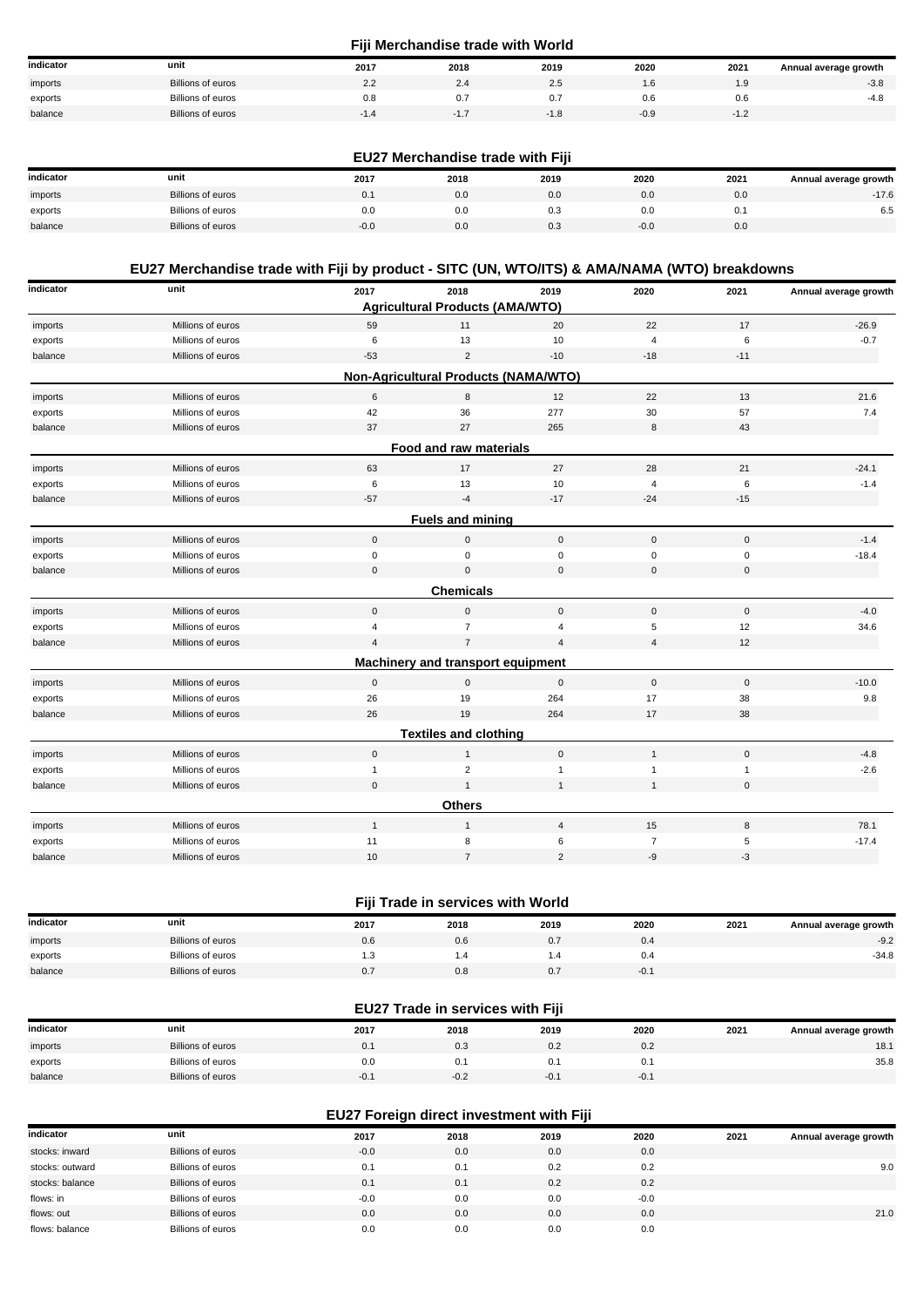## Fiji Merchandise trade with World

| indicator | unit | 2017 | 2018 | 2019 | 2020 | 2021 | Annual average growth |
|---|---|---|---|---|---|---|---|
| imports | Billions of euros | 2.2 | 2.4 | 2.5 | 1.6 | 1.9 | -3.8 |
| exports | Billions of euros | 0.8 | 0.7 | 0.7 | 0.6 | 0.6 | -4.8 |
| balance | Billions of euros | -1.4 | -1.7 | -1.8 | -0.9 | -1.2 | |

## EU27 Merchandise trade with Fiji

| indicator | unit | 2017 | 2018 | 2019 | 2020 | 2021 | Annual average growth |
|---|---|---|---|---|---|---|---|
| imports | Billions of euros | 0.1 | 0.0 | 0.0 | 0.0 | 0.0 | -17.6 |
| exports | Billions of euros | 0.0 | 0.0 | 0.3 | 0.0 | 0.1 | 6.5 |
| balance | Billions of euros | -0.0 | 0.0 | 0.3 | -0.0 | 0.0 | |

## EU27 Merchandise trade with Fiji by product - SITC (UN, WTO/ITS) & AMA/NAMA (WTO) breakdowns

| indicator | unit | 2017 | 2018 | 2019 | 2020 | 2021 | Annual average growth |
|---|---|---|---|---|---|---|---|
| | | | **Agricultural Products (AMA/WTO)** | | | | |
| imports | Millions of euros | 59 | 11 | 20 | 22 | 17 | -26.9 |
| exports | Millions of euros | 6 | 13 | 10 | 4 | 6 | -0.7 |
| balance | Millions of euros | -53 | 2 | -10 | -18 | -11 | |
| | | | **Non-Agricultural Products (NAMA/WTO)** | | | | |
| imports | Millions of euros | 6 | 8 | 12 | 22 | 13 | 21.6 |
| exports | Millions of euros | 42 | 36 | 277 | 30 | 57 | 7.4 |
| balance | Millions of euros | 37 | 27 | 265 | 8 | 43 | |
| | | | **Food and raw materials** | | | | |
| imports | Millions of euros | 63 | 17 | 27 | 28 | 21 | -24.1 |
| exports | Millions of euros | 6 | 13 | 10 | 4 | 6 | -1.4 |
| balance | Millions of euros | -57 | -4 | -17 | -24 | -15 | |
| | | | **Fuels and mining** | | | | |
| imports | Millions of euros | 0 | 0 | 0 | 0 | 0 | -1.4 |
| exports | Millions of euros | 0 | 0 | 0 | 0 | 0 | -18.4 |
| balance | Millions of euros | 0 | 0 | 0 | 0 | 0 | |
| | | | **Chemicals** | | | | |
| imports | Millions of euros | 0 | 0 | 0 | 0 | 0 | -4.0 |
| exports | Millions of euros | 4 | 7 | 4 | 5 | 12 | 34.6 |
| balance | Millions of euros | 4 | 7 | 4 | 4 | 12 | |
| | | | **Machinery and transport equipment** | | | | |
| imports | Millions of euros | 0 | 0 | 0 | 0 | 0 | -10.0 |
| exports | Millions of euros | 26 | 19 | 264 | 17 | 38 | 9.8 |
| balance | Millions of euros | 26 | 19 | 264 | 17 | 38 | |
| | | | **Textiles and clothing** | | | | |
| imports | Millions of euros | 0 | 1 | 0 | 1 | 0 | -4.8 |
| exports | Millions of euros | 1 | 2 | 1 | 1 | 1 | -2.6 |
| balance | Millions of euros | 0 | 1 | 1 | 1 | 0 | |
| | | | **Others** | | | | |
| imports | Millions of euros | 1 | 1 | 4 | 15 | 8 | 78.1 |
| exports | Millions of euros | 11 | 8 | 6 | 7 | 5 | -17.4 |
| balance | Millions of euros | 10 | 7 | 2 | -9 | -3 | |

## Fiji Trade in services with World

| indicator | unit | 2017 | 2018 | 2019 | 2020 | 2021 | Annual average growth |
|---|---|---|---|---|---|---|---|
| imports | Billions of euros | 0.6 | 0.6 | 0.7 | 0.4 | | -9.2 |
| exports | Billions of euros | 1.3 | 1.4 | 1.4 | 0.4 | | -34.8 |
| balance | Billions of euros | 0.7 | 0.8 | 0.7 | -0.1 | | |

## EU27 Trade in services with Fiji

| indicator | unit | 2017 | 2018 | 2019 | 2020 | 2021 | Annual average growth |
|---|---|---|---|---|---|---|---|
| imports | Billions of euros | 0.1 | 0.3 | 0.2 | 0.2 | | 18.1 |
| exports | Billions of euros | 0.0 | 0.1 | 0.1 | 0.1 | | 35.8 |
| balance | Billions of euros | -0.1 | -0.2 | -0.1 | -0.1 | | |

## EU27 Foreign direct investment with Fiji

| indicator | unit | 2017 | 2018 | 2019 | 2020 | 2021 | Annual average growth |
|---|---|---|---|---|---|---|---|
| stocks: inward | Billions of euros | -0.0 | 0.0 | 0.0 | 0.0 | | |
| stocks: outward | Billions of euros | 0.1 | 0.1 | 0.2 | 0.2 | | 9.0 |
| stocks: balance | Billions of euros | 0.1 | 0.1 | 0.2 | 0.2 | | |
| flows: in | Billions of euros | -0.0 | 0.0 | 0.0 | -0.0 | | |
| flows: out | Billions of euros | 0.0 | 0.0 | 0.0 | 0.0 | | 21.0 |
| flows: balance | Billions of euros | 0.0 | 0.0 | 0.0 | 0.0 | | |